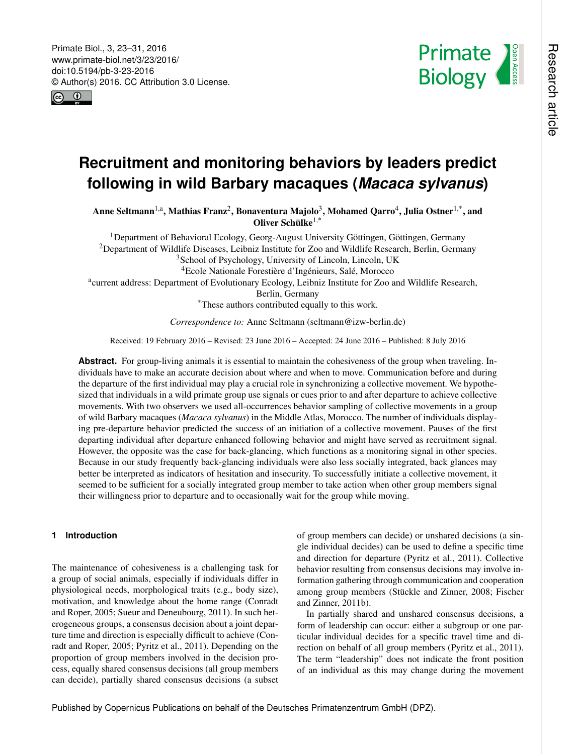# Recruitment and monitoring behaviors by leaders predict following in wild Barbary macaques (*Macaca sylvanus*)

**Anne Seltmann[1,a], Mathias Franz[2], Bonaventura Majolo[3], Mohamed Qarro[4], Julia Ostner[1,*], and Oliver Schülke[1,*]**

[1]Department of Behavioral Ecology, Georg-August University Göttingen, Göttingen, Germany
[2]Department of Wildlife Diseases, Leibniz Institute for Zoo and Wildlife Research, Berlin, Germany
[3]School of Psychology, University of Lincoln, Lincoln, UK
[4]Ecole Nationale Forestière d'Ingénieurs, Salé, Morocco
[a]current address: Department of Evolutionary Ecology, Leibniz Institute for Zoo and Wildlife Research, Berlin, Germany
[*]These authors contributed equally to this work.

*Correspondence to:* Anne Seltmann (seltmann@izw-berlin.de)

Received: 19 February 2016 – Revised: 23 June 2016 – Accepted: 24 June 2016 – Published: 8 July 2016

**Abstract.** For group-living animals it is essential to maintain the cohesiveness of the group when traveling. Individuals have to make an accurate decision about where and when to move. Communication before and during the departure of the first individual may play a crucial role in synchronizing a collective movement. We hypothesized that individuals in a wild primate group use signals or cues prior to and after departure to achieve collective movements. With two observers we used all-occurrences behavior sampling of collective movements in a group of wild Barbary macaques (*Macaca sylvanus*) in the Middle Atlas, Morocco. The number of individuals displaying pre-departure behavior predicted the success of an initiation of a collective movement. Pauses of the first departing individual after departure enhanced following behavior and might have served as recruitment signal. However, the opposite was the case for back-glancing, which functions as a monitoring signal in other species. Because in our study frequently back-glancing individuals were also less socially integrated, back glances may better be interpreted as indicators of hesitation and insecurity. To successfully initiate a collective movement, it seemed to be sufficient for a socially integrated group member to take action when other group members signal their willingness prior to departure and to occasionally wait for the group while moving.

## 1 Introduction

The maintenance of cohesiveness is a challenging task for a group of social animals, especially if individuals differ in physiological needs, morphological traits (e.g., body size), motivation, and knowledge about the home range (Conradt and Roper, 2005; Sueur and Deneubourg, 2011). In such heterogeneous groups, a consensus decision about a joint departure time and direction is especially difficult to achieve (Conradt and Roper, 2005; Pyritz et al., 2011). Depending on the proportion of group members involved in the decision process, equally shared consensus decisions (all group members can decide), partially shared consensus decisions (a subset of group members can decide) or unshared decisions (a single individual decides) can be used to define a specific time and direction for departure (Pyritz et al., 2011). Collective behavior resulting from consensus decisions may involve information gathering through communication and cooperation among group members (Stückle and Zinner, 2008; Fischer and Zinner, 2011b).

In partially shared and unshared consensus decisions, a form of leadership can occur: either a subgroup or one particular individual decides for a specific travel time and direction on behalf of all group members (Pyritz et al., 2011). The term "leadership" does not indicate the front position of an individual as this may change during the movement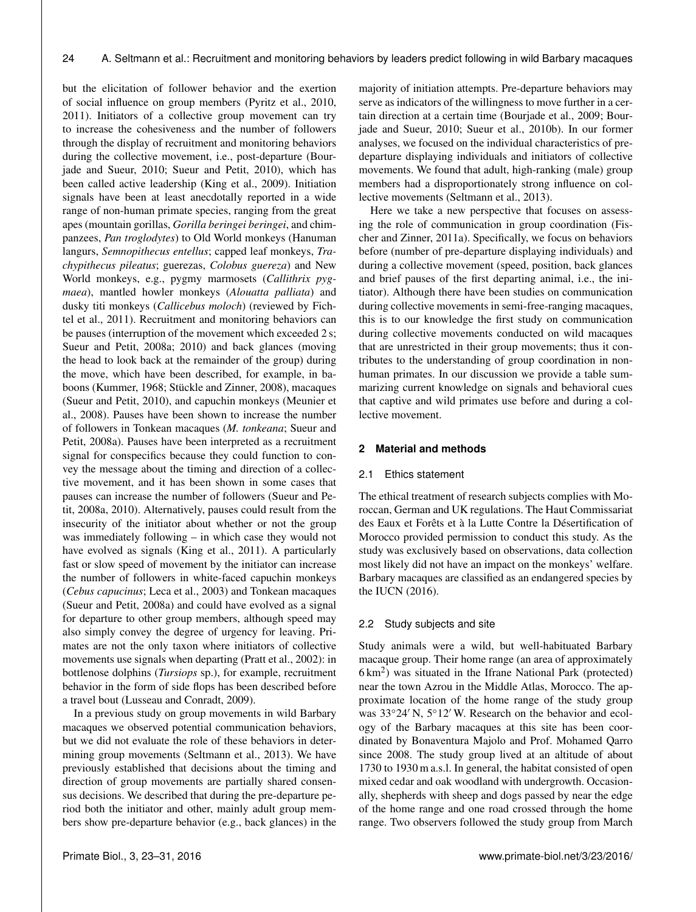but the elicitation of follower behavior and the exertion of social influence on group members (Pyritz et al., 2010, 2011). Initiators of a collective group movement can try to increase the cohesiveness and the number of followers through the display of recruitment and monitoring behaviors during the collective movement, i.e., post-departure (Bourjade and Sueur, 2010; Sueur and Petit, 2010), which has been called active leadership (King et al., 2009). Initiation signals have been at least anecdotally reported in a wide range of non-human primate species, ranging from the great apes (mountain gorillas, *Gorilla beringei beringei*, and chimpanzees, *Pan troglodytes*) to Old World monkeys (Hanuman langurs, *Semnopithecus entellus*; capped leaf monkeys, *Trachypithecus pileatus*; guerezas, *Colobus guereza*) and New World monkeys, e.g., pygmy marmosets (*Callithrix pygmaea*), mantled howler monkeys (*Alouatta palliata*) and dusky titi monkeys (*Callicebus moloch*) (reviewed by Fichtel et al., 2011). Recruitment and monitoring behaviors can be pauses (interruption of the movement which exceeded 2 s; Sueur and Petit, 2008a; 2010) and back glances (moving the head to look back at the remainder of the group) during the move, which have been described, for example, in baboons (Kummer, 1968; Stückle and Zinner, 2008), macaques (Sueur and Petit, 2010), and capuchin monkeys (Meunier et al., 2008). Pauses have been shown to increase the number of followers in Tonkean macaques (*M. tonkeana*; Sueur and Petit, 2008a). Pauses have been interpreted as a recruitment signal for conspecifics because they could function to convey the message about the timing and direction of a collective movement, and it has been shown in some cases that pauses can increase the number of followers (Sueur and Petit, 2008a, 2010). Alternatively, pauses could result from the insecurity of the initiator about whether or not the group was immediately following – in which case they would not have evolved as signals (King et al., 2011). A particularly fast or slow speed of movement by the initiator can increase the number of followers in white-faced capuchin monkeys (*Cebus capucinus*; Leca et al., 2003) and Tonkean macaques (Sueur and Petit, 2008a) and could have evolved as a signal for departure to other group members, although speed may also simply convey the degree of urgency for leaving. Primates are not the only taxon where initiators of collective movements use signals when departing (Pratt et al., 2002): in bottlenose dolphins (*Tursiops* sp.), for example, recruitment behavior in the form of side flops has been described before a travel bout (Lusseau and Conradt, 2009).

In a previous study on group movements in wild Barbary macaques we observed potential communication behaviors, but we did not evaluate the role of these behaviors in determining group movements (Seltmann et al., 2013). We have previously established that decisions about the timing and direction of group movements are partially shared consensus decisions. We described that during the pre-departure period both the initiator and other, mainly adult group members show pre-departure behavior (e.g., back glances) in the majority of initiation attempts. Pre-departure behaviors may serve as indicators of the willingness to move further in a certain direction at a certain time (Bourjade et al., 2009; Bourjade and Sueur, 2010; Sueur et al., 2010b). In our former analyses, we focused on the individual characteristics of pre-departure displaying individuals and initiators of collective movements. We found that adult, high-ranking (male) group members had a disproportionately strong influence on collective movements (Seltmann et al., 2013).

Here we take a new perspective that focuses on assessing the role of communication in group coordination (Fischer and Zinner, 2011a). Specifically, we focus on behaviors before (number of pre-departure displaying individuals) and during a collective movement (speed, position, back glances and brief pauses of the first departing animal, i.e., the initiator). Although there have been studies on communication during collective movements in semi-free-ranging macaques, this is to our knowledge the first study on communication during collective movements conducted on wild macaques that are unrestricted in their group movements; thus it contributes to the understanding of group coordination in non-human primates. In our discussion we provide a table summarizing current knowledge on signals and behavioral cues that captive and wild primates use before and during a collective movement.

## 2 Material and methods

### 2.1 Ethics statement

The ethical treatment of research subjects complies with Moroccan, German and UK regulations. The Haut Commissariat des Eaux et Forêts et à la Lutte Contre la Désertification of Morocco provided permission to conduct this study. As the study was exclusively based on observations, data collection most likely did not have an impact on the monkeys' welfare. Barbary macaques are classified as an endangered species by the IUCN (2016).

### 2.2 Study subjects and site

Study animals were a wild, but well-habituated Barbary macaque group. Their home range (an area of approximately 6 $km^2$) was situated in the Ifrane National Park (protected) near the town Azrou in the Middle Atlas, Morocco. The approximate location of the home range of the study group was 33°24′ N, 5°12′ W. Research on the behavior and ecology of the Barbary macaques at this site has been coordinated by Bonaventura Majolo and Prof. Mohamed Qarro since 2008. The study group lived at an altitude of about 1730 to 1930 m a.s.l. In general, the habitat consisted of open mixed cedar and oak woodland with undergrowth. Occasionally, shepherds with sheep and dogs passed by near the edge of the home range and one road crossed through the home range. Two observers followed the study group from March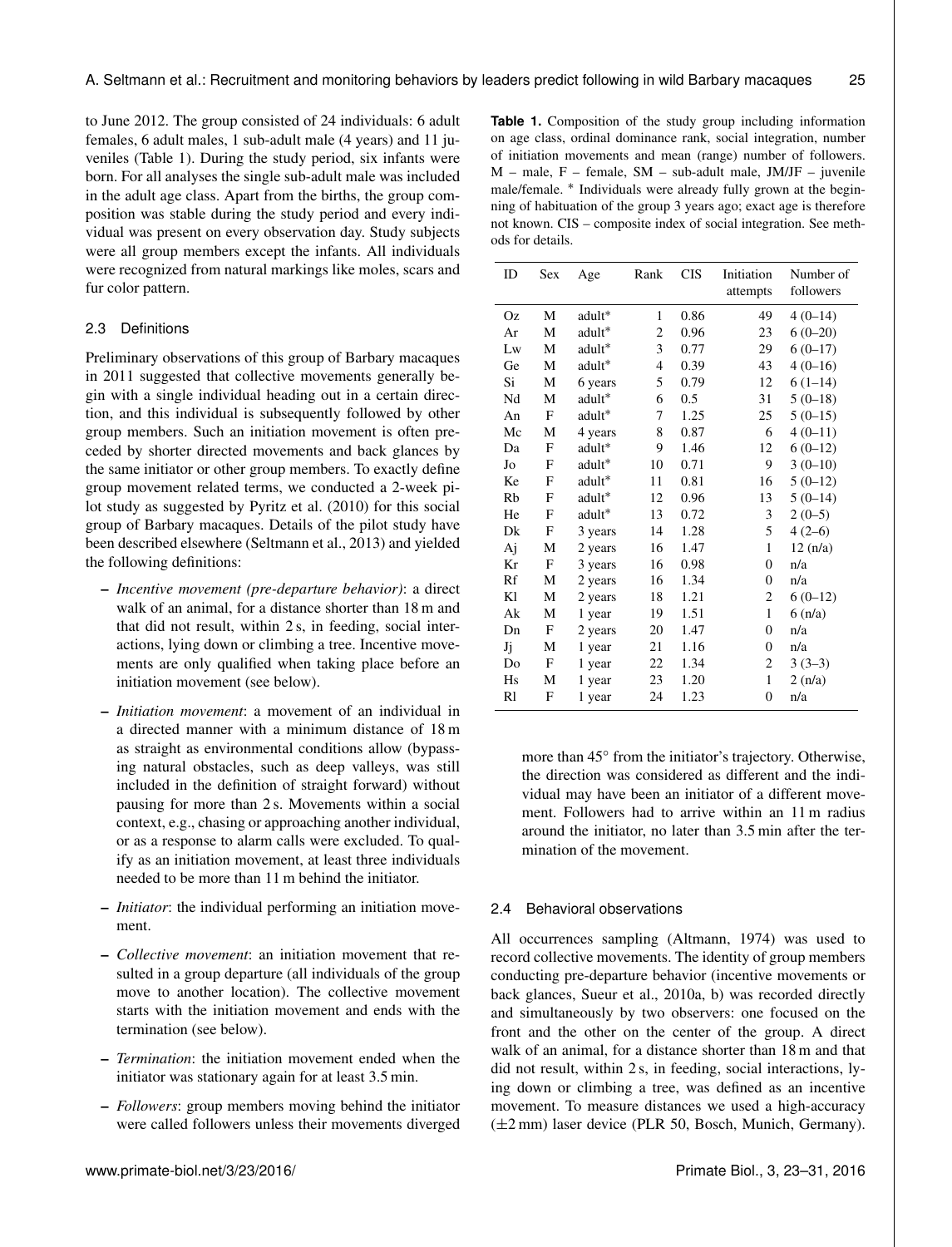to June 2012. The group consisted of 24 individuals: 6 adult females, 6 adult males, 1 sub-adult male (4 years) and 11 juveniles (Table 1). During the study period, six infants were born. For all analyses the single sub-adult male was included in the adult age class. Apart from the births, the group composition was stable during the study period and every individual was present on every observation day. Study subjects were all group members except the infants. All individuals were recognized from natural markings like moles, scars and fur color pattern.

### 2.3 Definitions

Preliminary observations of this group of Barbary macaques in 2011 suggested that collective movements generally begin with a single individual heading out in a certain direction, and this individual is subsequently followed by other group members. Such an initiation movement is often preceded by shorter directed movements and back glances by the same initiator or other group members. To exactly define group movement related terms, we conducted a 2-week pilot study as suggested by Pyritz et al. (2010) for this social group of Barbary macaques. Details of the pilot study have been described elsewhere (Seltmann et al., 2013) and yielded the following definitions:

- *Incentive movement (pre-departure behavior)*: a direct walk of an animal, for a distance shorter than 18 m and that did not result, within 2 s, in feeding, social interactions, lying down or climbing a tree. Incentive movements are only qualified when taking place before an initiation movement (see below).
- *Initiation movement*: a movement of an individual in a directed manner with a minimum distance of 18 m as straight as environmental conditions allow (bypassing natural obstacles, such as deep valleys, was still included in the definition of straight forward) without pausing for more than 2 s. Movements within a social context, e.g., chasing or approaching another individual, or as a response to alarm calls were excluded. To qualify as an initiation movement, at least three individuals needed to be more than 11 m behind the initiator.
- *Initiator*: the individual performing an initiation movement.
- *Collective movement*: an initiation movement that resulted in a group departure (all individuals of the group move to another location). The collective movement starts with the initiation movement and ends with the termination (see below).
- *Termination*: the initiation movement ended when the initiator was stationary again for at least 3.5 min.
- *Followers*: group members moving behind the initiator were called followers unless their movements diverged more than 45° from the initiator's trajectory. Otherwise, the direction was considered as different and the individual may have been an initiator of a different movement. Followers had to arrive within an 11 m radius around the initiator, no later than 3.5 min after the termination of the movement.

**Table 1.** Composition of the study group including information on age class, ordinal dominance rank, social integration, number of initiation movements and mean (range) number of followers. M – male, F – female, SM – sub-adult male, JM/JF – juvenile male/female. * Individuals were already fully grown at the beginning of habituation of the group 3 years ago; exact age is therefore not known. CIS – composite index of social integration. See methods for details.

| ID | Sex | Age | Rank | CIS | Initiation attempts | Number of followers |
|---|---|---|---|---|---|---|
| Oz | M | adult* | 1 | 0.86 | 49 | 4 (0–14) |
| Ar | M | adult* | 2 | 0.96 | 23 | 6 (0–20) |
| Lw | M | adult* | 3 | 0.77 | 29 | 6 (0–17) |
| Ge | M | adult* | 4 | 0.39 | 43 | 4 (0–16) |
| Si | M | 6 years | 5 | 0.79 | 12 | 6 (1–14) |
| Nd | M | adult* | 6 | 0.5 | 31 | 5 (0–18) |
| An | F | adult* | 7 | 1.25 | 25 | 5 (0–15) |
| Mc | M | 4 years | 8 | 0.87 | 6 | 4 (0–11) |
| Da | F | adult* | 9 | 1.46 | 12 | 6 (0–12) |
| Jo | F | adult* | 10 | 0.71 | 9 | 3 (0–10) |
| Ke | F | adult* | 11 | 0.81 | 16 | 5 (0–12) |
| Rb | F | adult* | 12 | 0.96 | 13 | 5 (0–14) |
| He | F | adult* | 13 | 0.72 | 3 | 2 (0–5) |
| Dk | F | 3 years | 14 | 1.28 | 5 | 4 (2–6) |
| Aj | M | 2 years | 16 | 1.47 | 1 | 12 (n/a) |
| Kr | F | 3 years | 16 | 0.98 | 0 | n/a |
| Rf | M | 2 years | 16 | 1.34 | 0 | n/a |
| Kl | M | 2 years | 18 | 1.21 | 2 | 6 (0–12) |
| Ak | M | 1 year | 19 | 1.51 | 1 | 6 (n/a) |
| Dn | F | 2 years | 20 | 1.47 | 0 | n/a |
| Jj | M | 1 year | 21 | 1.16 | 0 | n/a |
| Do | F | 1 year | 22 | 1.34 | 2 | 3 (3–3) |
| Hs | M | 1 year | 23 | 1.20 | 1 | 2 (n/a) |
| Rl | F | 1 year | 24 | 1.23 | 0 | n/a |

### 2.4 Behavioral observations

All occurrences sampling (Altmann, 1974) was used to record collective movements. The identity of group members conducting pre-departure behavior (incentive movements or back glances, Sueur et al., 2010a, b) was recorded directly and simultaneously by two observers: one focused on the front and the other on the center of the group. A direct walk of an animal, for a distance shorter than 18 m and that did not result, within 2 s, in feeding, social interactions, lying down or climbing a tree, was defined as an incentive movement. To measure distances we used a high-accuracy (±2 mm) laser device (PLR 50, Bosch, Munich, Germany).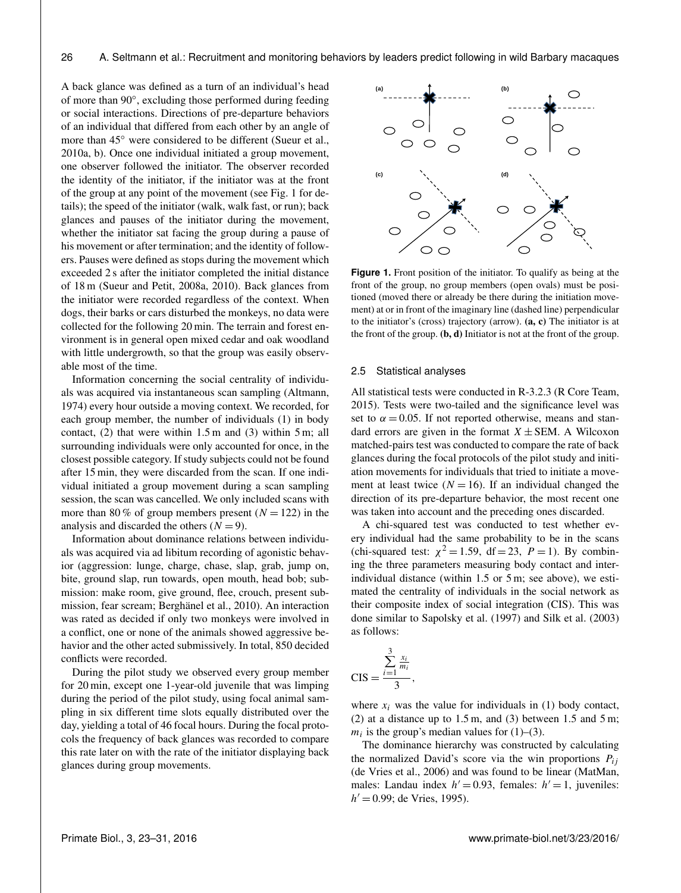A back glance was defined as a turn of an individual's head of more than 90°, excluding those performed during feeding or social interactions. Directions of pre-departure behaviors of an individual that differed from each other by an angle of more than 45° were considered to be different (Sueur et al., 2010a, b). Once one individual initiated a group movement, one observer followed the initiator. The observer recorded the identity of the initiator, if the initiator was at the front of the group at any point of the movement (see Fig. 1 for details); the speed of the initiator (walk, walk fast, or run); back glances and pauses of the initiator during the movement, whether the initiator sat facing the group during a pause of his movement or after termination; and the identity of followers. Pauses were defined as stops during the movement which exceeded 2 s after the initiator completed the initial distance of 18 m (Sueur and Petit, 2008a, 2010). Back glances from the initiator were recorded regardless of the context. When dogs, their barks or cars disturbed the monkeys, no data were collected for the following 20 min. The terrain and forest environment is in general open mixed cedar and oak woodland with little undergrowth, so that the group was easily observable most of the time.

Information concerning the social centrality of individuals was acquired via instantaneous scan sampling (Altmann, 1974) every hour outside a moving context. We recorded, for each group member, the number of individuals (1) in body contact, (2) that were within 1.5 m and (3) within 5 m; all surrounding individuals were only accounted for once, in the closest possible category. If study subjects could not be found after 15 min, they were discarded from the scan. If one individual initiated a group movement during a scan sampling session, the scan was cancelled. We only included scans with more than 80 % of group members present ($N = 122$) in the analysis and discarded the others ($N = 9$).

Information about dominance relations between individuals was acquired via ad libitum recording of agonistic behavior (aggression: lunge, charge, chase, slap, grab, jump on, bite, ground slap, run towards, open mouth, head bob; submission: make room, give ground, flee, crouch, present submission, fear scream; Berghänel et al., 2010). An interaction was rated as decided if only two monkeys were involved in a conflict, one or none of the animals showed aggressive behavior and the other acted submissively. In total, 850 decided conflicts were recorded.

During the pilot study we observed every group member for 20 min, except one 1-year-old juvenile that was limping during the period of the pilot study, using focal animal sampling in six different time slots equally distributed over the day, yielding a total of 46 focal hours. During the focal protocols the frequency of back glances was recorded to compare this rate later on with the rate of the initiator displaying back glances during group movements.

**Figure 1.** Front position of the initiator. To qualify as being at the front of the group, no group members (open ovals) must be positioned (moved there or already be there during the initiation movement) at or in front of the imaginary line (dashed line) perpendicular to the initiator's (cross) trajectory (arrow). **(a, c)** The initiator is at the front of the group. **(b, d)** Initiator is not at the front of the group.

### 2.5 Statistical analyses

All statistical tests were conducted in R-3.2.3 (R Core Team, 2015). Tests were two-tailed and the significance level was set to $\alpha = 0.05$. If not reported otherwise, means and standard errors are given in the format $X \pm \text{SEM}$. A Wilcoxon matched-pairs test was conducted to compare the rate of back glances during the focal protocols of the pilot study and initiation movements for individuals that tried to initiate a movement at least twice ($N = 16$). If an individual changed the direction of its pre-departure behavior, the most recent one was taken into account and the preceding ones discarded.

A chi-squared test was conducted to test whether every individual had the same probability to be in the scans (chi-squared test: $\chi^2 = 1.59$, df $= 23$, $P = 1$). By combining the three parameters measuring body contact and inter-individual distance (within 1.5 or 5 m; see above), we estimated the centrality of individuals in the social network as their composite index of social integration (CIS). This was done similar to Sapolsky et al. (1997) and Silk et al. (2003) as follows:

$$\text{CIS} = \frac{\sum_{i=1}^{3} \frac{x_i}{m_i}}{3},$$

where $x_i$ was the value for individuals in (1) body contact, (2) at a distance up to 1.5 m, and (3) between 1.5 and 5 m; $m_i$ is the group's median values for (1)–(3).

The dominance hierarchy was constructed by calculating the normalized David's score via the win proportions $P_{ij}$ (de Vries et al., 2006) and was found to be linear (MatMan, males: Landau index $h' = 0.93$, females: $h' = 1$, juveniles: $h' = 0.99$; de Vries, 1995).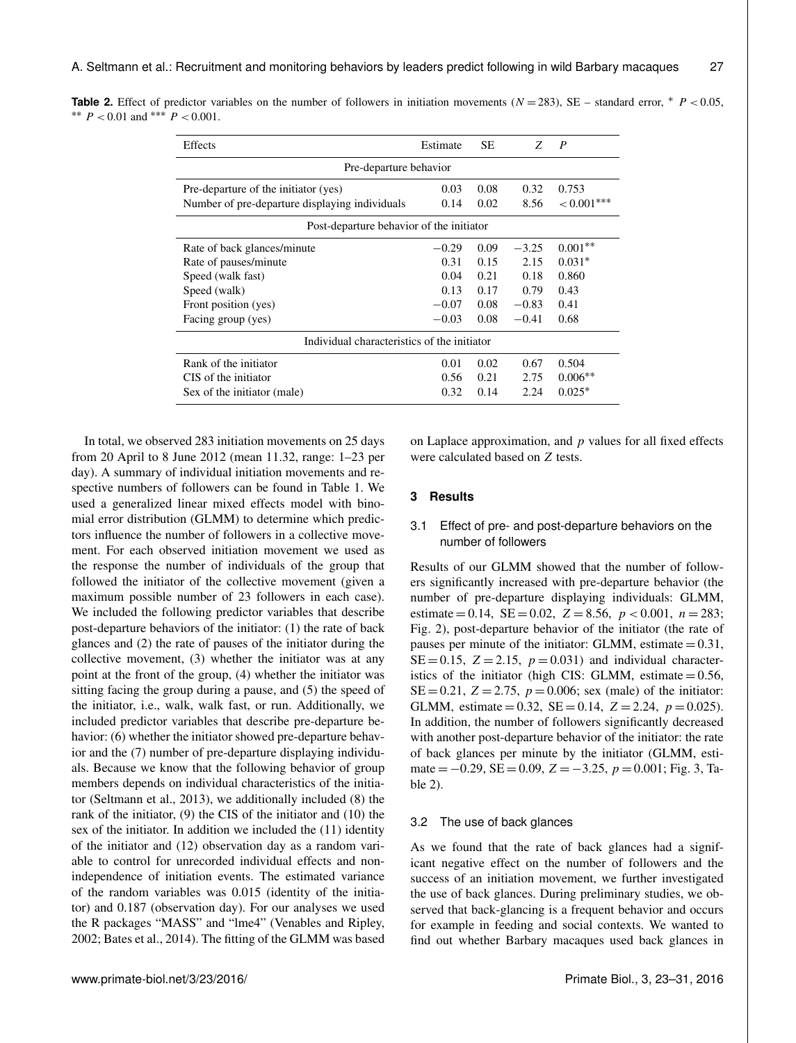**Table 2.** Effect of predictor variables on the number of followers in initiation movements ($N = 283$), SE – standard error, * $P < 0.05$, ** $P < 0.01$ and *** $P < 0.001$.

| Effects | Estimate | SE | $Z$ | $P$ |
|---|---|---|---|---|
| Pre-departure behavior | | | | |
| Pre-departure of the initiator (yes) | 0.03 | 0.08 | 0.32 | 0.753 |
| Number of pre-departure displaying individuals | 0.14 | 0.02 | 8.56 | < 0.001*** |
| Post-departure behavior of the initiator | | | | |
| Rate of back glances/minute | −0.29 | 0.09 | −3.25 | 0.001** |
| Rate of pauses/minute | 0.31 | 0.15 | 2.15 | 0.031* |
| Speed (walk fast) | 0.04 | 0.21 | 0.18 | 0.860 |
| Speed (walk) | 0.13 | 0.17 | 0.79 | 0.43 |
| Front position (yes) | −0.07 | 0.08 | −0.83 | 0.41 |
| Facing group (yes) | −0.03 | 0.08 | −0.41 | 0.68 |
| Individual characteristics of the initiator | | | | |
| Rank of the initiator | 0.01 | 0.02 | 0.67 | 0.504 |
| CIS of the initiator | 0.56 | 0.21 | 2.75 | 0.006** |
| Sex of the initiator (male) | 0.32 | 0.14 | 2.24 | 0.025* |

In total, we observed 283 initiation movements on 25 days from 20 April to 8 June 2012 (mean 11.32, range: 1–23 per day). A summary of individual initiation movements and respective numbers of followers can be found in Table 1. We used a generalized linear mixed effects model with binomial error distribution (GLMM) to determine which predictors influence the number of followers in a collective movement. For each observed initiation movement we used as the response the number of individuals of the group that followed the initiator of the collective movement (given a maximum possible number of 23 followers in each case). We included the following predictor variables that describe post-departure behaviors of the initiator: (1) the rate of back glances and (2) the rate of pauses of the initiator during the collective movement, (3) whether the initiator was at any point at the front of the group, (4) whether the initiator was sitting facing the group during a pause, and (5) the speed of the initiator, i.e., walk, walk fast, or run. Additionally, we included predictor variables that describe pre-departure behavior: (6) whether the initiator showed pre-departure behavior and the (7) number of pre-departure displaying individuals. Because we know that the following behavior of group members depends on individual characteristics of the initiator (Seltmann et al., 2013), we additionally included (8) the rank of the initiator, (9) the CIS of the initiator and (10) the sex of the initiator. In addition we included the (11) identity of the initiator and (12) observation day as a random variable to control for unrecorded individual effects and non-independence of initiation events. The estimated variance of the random variables was 0.015 (identity of the initiator) and 0.187 (observation day). For our analyses we used the R packages "MASS" and "lme4" (Venables and Ripley, 2002; Bates et al., 2014). The fitting of the GLMM was based on Laplace approximation, and $p$ values for all fixed effects were calculated based on $Z$ tests.

## 3 Results

### 3.1 Effect of pre- and post-departure behaviors on the number of followers

Results of our GLMM showed that the number of followers significantly increased with pre-departure behavior (the number of pre-departure displaying individuals: GLMM, estimate = 0.14, SE = 0.02, $Z = 8.56$, $p < 0.001$, $n = 283$; Fig. 2), post-departure behavior of the initiator (the rate of pauses per minute of the initiator: GLMM, estimate = 0.31, SE = 0.15, $Z = 2.15$, $p = 0.031$) and individual characteristics of the initiator (high CIS: GLMM, estimate = 0.56, SE = 0.21, $Z = 2.75$, $p = 0.006$; sex (male) of the initiator: GLMM, estimate = 0.32, SE = 0.14, $Z = 2.24$, $p = 0.025$). In addition, the number of followers significantly decreased with another post-departure behavior of the initiator: the rate of back glances per minute by the initiator (GLMM, estimate = −0.29, SE = 0.09, $Z = -3.25$, $p = 0.001$; Fig. 3, Table 2).

### 3.2 The use of back glances

As we found that the rate of back glances had a significant negative effect on the number of followers and the success of an initiation movement, we further investigated the use of back glances. During preliminary studies, we observed that back-glancing is a frequent behavior and occurs for example in feeding and social contexts. We wanted to find out whether Barbary macaques used back glances in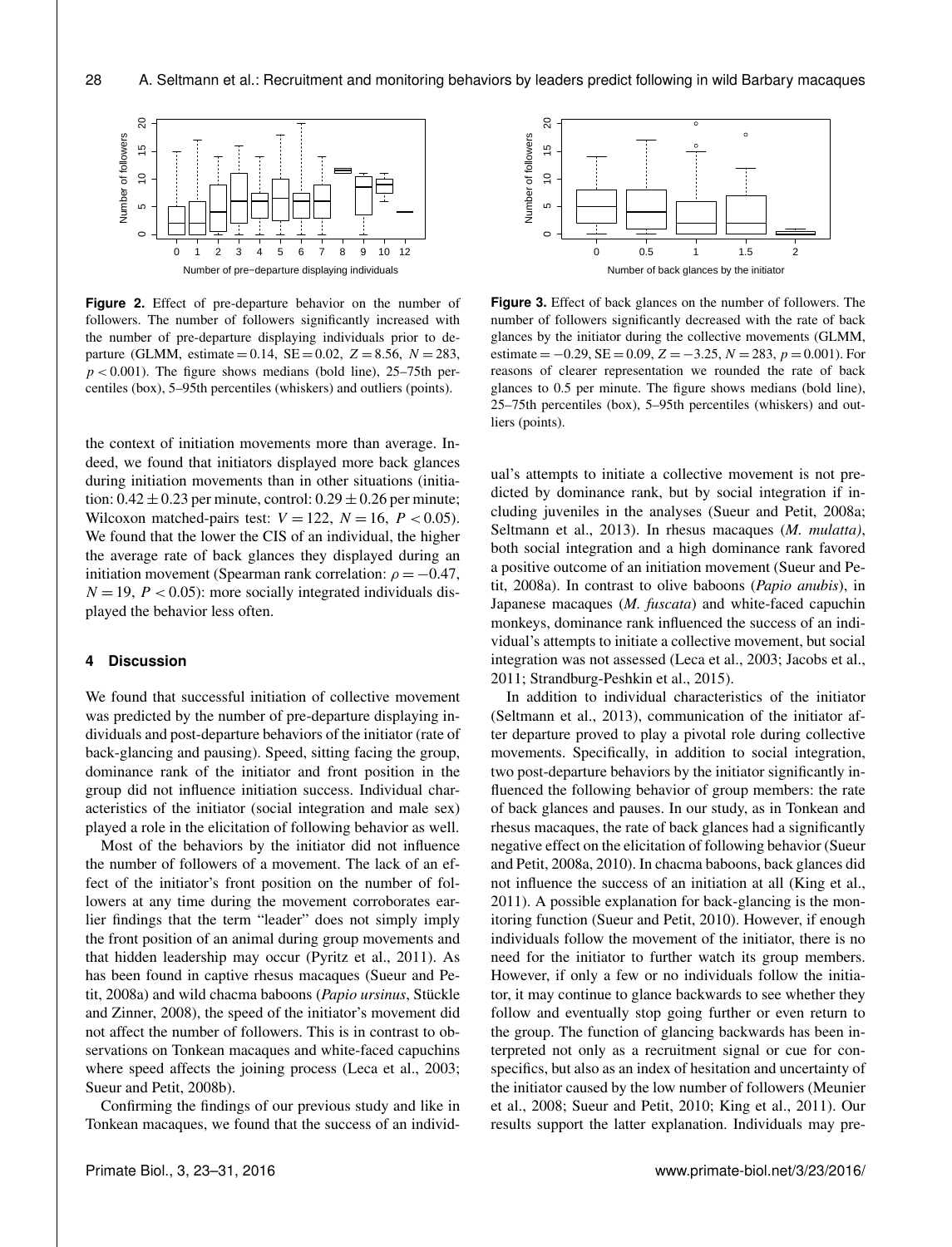**Figure 2.** Effect of pre-departure behavior on the number of followers. The number of followers significantly increased with the number of pre-departure displaying individuals prior to departure (GLMM, estimate = 0.14, SE = 0.02, $Z = 8.56$, $N = 283$, $p < 0.001$). The figure shows medians (bold line), 25–75th percentiles (box), 5–95th percentiles (whiskers) and outliers (points).

**Figure 3.** Effect of back glances on the number of followers. The number of followers significantly decreased with the rate of back glances by the initiator during the collective movements (GLMM, estimate = −0.29, SE = 0.09, $Z = -3.25$, $N = 283$, $p = 0.001$). For reasons of clearer representation we rounded the rate of back glances to 0.5 per minute. The figure shows medians (bold line), 25–75th percentiles (box), 5–95th percentiles (whiskers) and outliers (points).

the context of initiation movements more than average. Indeed, we found that initiators displayed more back glances during initiation movements than in other situations (initiation: $0.42 \pm 0.23$ per minute, control: $0.29 \pm 0.26$ per minute; Wilcoxon matched-pairs test: $V = 122$, $N = 16$, $P < 0.05$). We found that the lower the CIS of an individual, the higher the average rate of back glances they displayed during an initiation movement (Spearman rank correlation: $\rho = -0.47$, $N = 19$, $P < 0.05$): more socially integrated individuals displayed the behavior less often.

## 4 Discussion

We found that successful initiation of collective movement was predicted by the number of pre-departure displaying individuals and post-departure behaviors of the initiator (rate of back-glancing and pausing). Speed, sitting facing the group, dominance rank of the initiator and front position in the group did not influence initiation success. Individual characteristics of the initiator (social integration and male sex) played a role in the elicitation of following behavior as well.

Most of the behaviors by the initiator did not influence the number of followers of a movement. The lack of an effect of the initiator's front position on the number of followers at any time during the movement corroborates earlier findings that the term "leader" does not simply imply the front position of an animal during group movements and that hidden leadership may occur (Pyritz et al., 2011). As has been found in captive rhesus macaques (Sueur and Petit, 2008a) and wild chacma baboons (*Papio ursinus*, Stückle and Zinner, 2008), the speed of the initiator's movement did not affect the number of followers. This is in contrast to observations on Tonkean macaques and white-faced capuchins where speed affects the joining process (Leca et al., 2003; Sueur and Petit, 2008b).

Confirming the findings of our previous study and like in Tonkean macaques, we found that the success of an individual's attempts to initiate a collective movement is not predicted by dominance rank, but by social integration if including juveniles in the analyses (Sueur and Petit, 2008a; Seltmann et al., 2013). In rhesus macaques (*M. mulatta*), both social integration and a high dominance rank favored a positive outcome of an initiation movement (Sueur and Petit, 2008a). In contrast to olive baboons (*Papio anubis*), in Japanese macaques (*M. fuscata*) and white-faced capuchin monkeys, dominance rank influenced the success of an individual's attempts to initiate a collective movement, but social integration was not assessed (Leca et al., 2003; Jacobs et al., 2011; Strandburg-Peshkin et al., 2015).

In addition to individual characteristics of the initiator (Seltmann et al., 2013), communication of the initiator after departure proved to play a pivotal role during collective movements. Specifically, in addition to social integration, two post-departure behaviors by the initiator significantly influenced the following behavior of group members: the rate of back glances and pauses. In our study, as in Tonkean and rhesus macaques, the rate of back glances had a significantly negative effect on the elicitation of following behavior (Sueur and Petit, 2008a, 2010). In chacma baboons, back glances did not influence the success of an initiation at all (King et al., 2011). A possible explanation for back-glancing is the monitoring function (Sueur and Petit, 2010). However, if enough individuals follow the movement of the initiator, there is no need for the initiator to further watch its group members. However, if only a few or no individuals follow the initiator, it may continue to glance backwards to see whether they follow and eventually stop going further or even return to the group. The function of glancing backwards has been interpreted not only as a recruitment signal or cue for conspecifics, but also as an index of hesitation and uncertainty of the initiator caused by the low number of followers (Meunier et al., 2008; Sueur and Petit, 2010; King et al., 2011). Our results support the latter explanation. Individuals may pre-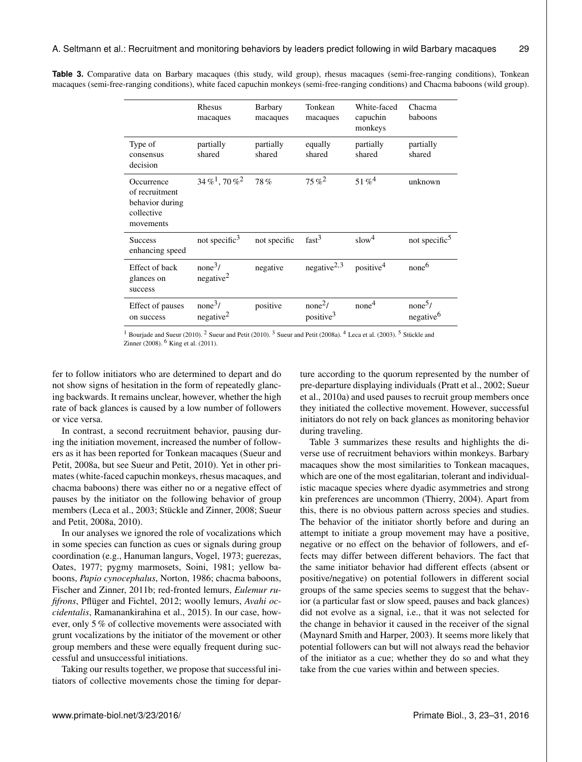**Table 3.** Comparative data on Barbary macaques (this study, wild group), rhesus macaques (semi-free-ranging conditions), Tonkean macaques (semi-free-ranging conditions), white faced capuchin monkeys (semi-free-ranging conditions) and Chacma baboons (wild group).

| | Rhesus macaques | Barbary macaques | Tonkean macaques | White-faced capuchin monkeys | Chacma baboons |
|---|---|---|---|---|---|
| Type of consensus decision | partially shared | partially shared | equally shared | partially shared | partially shared |
| Occurrence of recruitment behavior during collective movements | 34 %[1], 70 %[2] | 78 % | 75 %[2] | 51 %[4] | unknown |
| Success enhancing speed | not specific[3] | not specific | fast[3] | slow[4] | not specific[5] |
| Effect of back glances on success | none[3]/ negative[2] | negative | negative[2,3] | positive[4] | none[6] |
| Effect of pauses on success | none[3]/ negative[2] | positive | none[2]/ positive[3] | none[4] | none[5]/ negative[6] |

[1] Bourjade and Sueur (2010). [2] Sueur and Petit (2010). [3] Sueur and Petit (2008a). [4] Leca et al. (2003). [5] Stückle and Zinner (2008). [6] King et al. (2011).

fer to follow initiators who are determined to depart and do not show signs of hesitation in the form of repeatedly glancing backwards. It remains unclear, however, whether the high rate of back glances is caused by a low number of followers or vice versa.

In contrast, a second recruitment behavior, pausing during the initiation movement, increased the number of followers as it has been reported for Tonkean macaques (Sueur and Petit, 2008a, but see Sueur and Petit, 2010). Yet in other primates (white-faced capuchin monkeys, rhesus macaques, and chacma baboons) there was either no or a negative effect of pauses by the initiator on the following behavior of group members (Leca et al., 2003; Stückle and Zinner, 2008; Sueur and Petit, 2008a, 2010).

In our analyses we ignored the role of vocalizations which in some species can function as cues or signals during group coordination (e.g., Hanuman langurs, Vogel, 1973; guerezas, Oates, 1977; pygmy marmosets, Soini, 1981; yellow baboons, *Papio cynocephalus*, Norton, 1986; chacma baboons, Fischer and Zinner, 2011b; red-fronted lemurs, *Eulemur rufifrons*, Pflüger and Fichtel, 2012; woolly lemurs, *Avahi occidentalis*, Ramanankirahina et al., 2015). In our case, however, only 5 % of collective movements were associated with grunt vocalizations by the initiator of the movement or other group members and these were equally frequent during successful and unsuccessful initiations.

Taking our results together, we propose that successful initiators of collective movements chose the timing for departure according to the quorum represented by the number of pre-departure displaying individuals (Pratt et al., 2002; Sueur et al., 2010a) and used pauses to recruit group members once they initiated the collective movement. However, successful initiators do not rely on back glances as monitoring behavior during traveling.

Table 3 summarizes these results and highlights the diverse use of recruitment behaviors within monkeys. Barbary macaques show the most similarities to Tonkean macaques, which are one of the most egalitarian, tolerant and individualistic macaque species where dyadic asymmetries and strong kin preferences are uncommon (Thierry, 2004). Apart from this, there is no obvious pattern across species and studies. The behavior of the initiator shortly before and during an attempt to initiate a group movement may have a positive, negative or no effect on the behavior of followers, and effects may differ between different behaviors. The fact that the same initiator behavior had different effects (absent or positive/negative) on potential followers in different social groups of the same species seems to suggest that the behavior (a particular fast or slow speed, pauses and back glances) did not evolve as a signal, i.e., that it was not selected for the change in behavior it caused in the receiver of the signal (Maynard Smith and Harper, 2003). It seems more likely that potential followers can but will not always read the behavior of the initiator as a cue; whether they do so and what they take from the cue varies within and between species.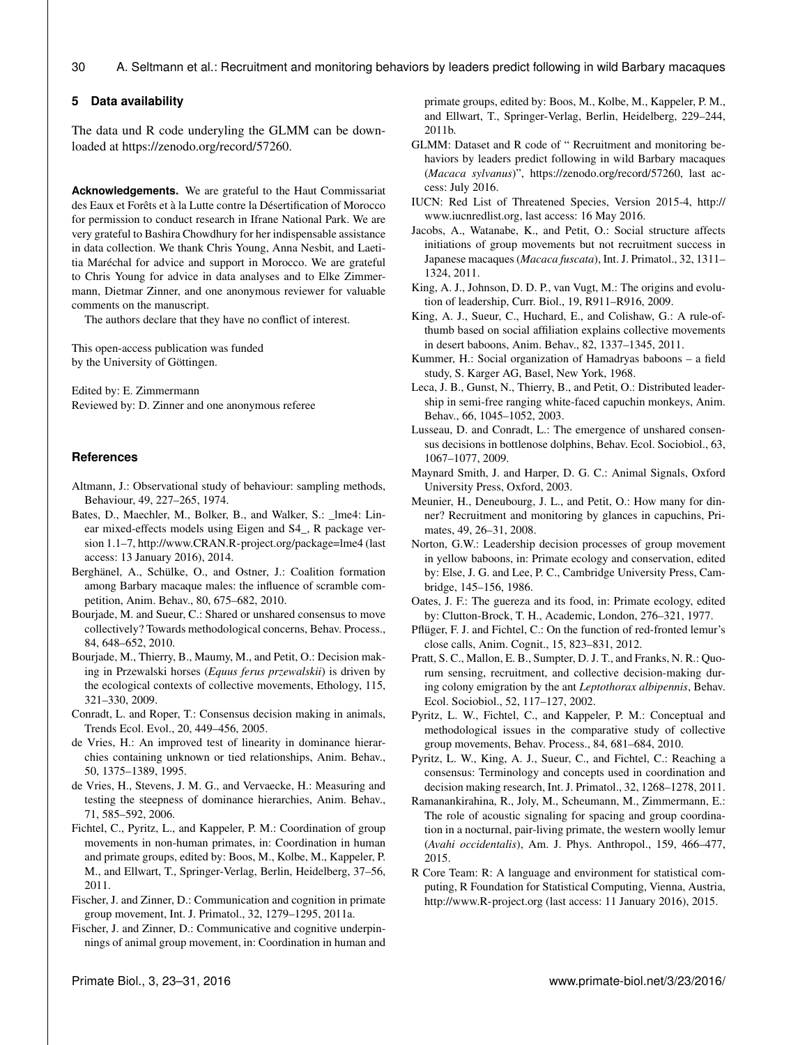## 5 Data availability

The data und R code underlying the GLMM can be downloaded at https://zenodo.org/record/57260.

**Acknowledgements.** We are grateful to the Haut Commissariat des Eaux et Forêts et à la Lutte contre la Désertification of Morocco for permission to conduct research in Ifrane National Park. We are very grateful to Bashira Chowdhury for her indispensable assistance in data collection. We thank Chris Young, Anna Nesbit, and Laetitia Maréchal for advice and support in Morocco. We are grateful to Chris Young for advice in data analyses and to Elke Zimmermann, Dietmar Zinner, and one anonymous reviewer for valuable comments on the manuscript.

The authors declare that they have no conflict of interest.

This open-access publication was funded by the University of Göttingen.

Edited by: E. Zimmermann
Reviewed by: D. Zinner and one anonymous referee

## References

Altmann, J.: Observational study of behaviour: sampling methods, Behaviour, 49, 227–265, 1974.

Bates, D., Maechler, M., Bolker, B., and Walker, S.: _lme4: Linear mixed-effects models using Eigen and S4_, R package version 1.1–7, http://www.CRAN.R-project.org/package=lme4 (last access: 13 January 2016), 2014.

Berghänel, A., Schülke, O., and Ostner, J.: Coalition formation among Barbary macaque males: the influence of scramble competition, Anim. Behav., 80, 675–682, 2010.

Bourjade, M. and Sueur, C.: Shared or unshared consensus to move collectively? Towards methodological concerns, Behav. Process., 84, 648–652, 2010.

Bourjade, M., Thierry, B., Maumy, M., and Petit, O.: Decision making in Przewalski horses (*Equus ferus przewalskii*) is driven by the ecological contexts of collective movements, Ethology, 115, 321–330, 2009.

Conradt, L. and Roper, T.: Consensus decision making in animals, Trends Ecol. Evol., 20, 449–456, 2005.

de Vries, H.: An improved test of linearity in dominance hierarchies containing unknown or tied relationships, Anim. Behav., 50, 1375–1389, 1995.

de Vries, H., Stevens, J. M. G., and Vervaecke, H.: Measuring and testing the steepness of dominance hierarchies, Anim. Behav., 71, 585–592, 2006.

Fichtel, C., Pyritz, L., and Kappeler, P. M.: Coordination of group movements in non-human primates, in: Coordination in human and primate groups, edited by: Boos, M., Kolbe, M., Kappeler, P. M., and Ellwart, T., Springer-Verlag, Berlin, Heidelberg, 37–56, 2011.

Fischer, J. and Zinner, D.: Communication and cognition in primate group movement, Int. J. Primatol., 32, 1279–1295, 2011a.

Fischer, J. and Zinner, D.: Communicative and cognitive underpinnings of animal group movement, in: Coordination in human and primate groups, edited by: Boos, M., Kolbe, M., Kappeler, P. M., and Ellwart, T., Springer-Verlag, Berlin, Heidelberg, 229–244, 2011b.

GLMM: Dataset and R code of " Recruitment and monitoring behaviors by leaders predict following in wild Barbary macaques (*Macaca sylvanus*)", https://zenodo.org/record/57260, last access: July 2016.

IUCN: Red List of Threatened Species, Version 2015-4, http://www.iucnredlist.org, last access: 16 May 2016.

Jacobs, A., Watanabe, K., and Petit, O.: Social structure affects initiations of group movements but not recruitment success in Japanese macaques (*Macaca fuscata*), Int. J. Primatol., 32, 1311–1324, 2011.

King, A. J., Johnson, D. D. P., van Vugt, M.: The origins and evolution of leadership, Curr. Biol., 19, R911–R916, 2009.

King, A. J., Sueur, C., Huchard, E., and Colishaw, G.: A rule-of-thumb based on social affiliation explains collective movements in desert baboons, Anim. Behav., 82, 1337–1345, 2011.

Kummer, H.: Social organization of Hamadryas baboons – a field study, S. Karger AG, Basel, New York, 1968.

Leca, J. B., Gunst, N., Thierry, B., and Petit, O.: Distributed leadership in semi-free ranging white-faced capuchin monkeys, Anim. Behav., 66, 1045–1052, 2003.

Lusseau, D. and Conradt, L.: The emergence of unshared consensus decisions in bottlenose dolphins, Behav. Ecol. Sociobiol., 63, 1067–1077, 2009.

Maynard Smith, J. and Harper, D. G. C.: Animal Signals, Oxford University Press, Oxford, 2003.

Meunier, H., Deneubourg, J. L., and Petit, O.: How many for dinner? Recruitment and monitoring by glances in capuchins, Primates, 49, 26–31, 2008.

Norton, G.W.: Leadership decision processes of group movement in yellow baboons, in: Primate ecology and conservation, edited by: Else, J. G. and Lee, P. C., Cambridge University Press, Cambridge, 145–156, 1986.

Oates, J. F.: The guereza and its food, in: Primate ecology, edited by: Clutton-Brock, T. H., Academic, London, 276–321, 1977.

Pflüger, F. J. and Fichtel, C.: On the function of red-fronted lemur's close calls, Anim. Cognit., 15, 823–831, 2012.

Pratt, S. C., Mallon, E. B., Sumpter, D. J. T., and Franks, N. R.: Quorum sensing, recruitment, and collective decision-making during colony emigration by the ant *Leptothorax albipennis*, Behav. Ecol. Sociobiol., 52, 117–127, 2002.

Pyritz, L. W., Fichtel, C., and Kappeler, P. M.: Conceptual and methodological issues in the comparative study of collective group movements, Behav. Process., 84, 681–684, 2010.

Pyritz, L. W., King, A. J., Sueur, C., and Fichtel, C.: Reaching a consensus: Terminology and concepts used in coordination and decision making research, Int. J. Primatol., 32, 1268–1278, 2011.

Ramanankirahina, R., Joly, M., Scheumann, M., Zimmermann, E.: The role of acoustic signaling for spacing and group coordination in a nocturnal, pair-living primate, the western woolly lemur (*Avahi occidentalis*), Am. J. Phys. Anthropol., 159, 466–477, 2015.

R Core Team: R: A language and environment for statistical computing, R Foundation for Statistical Computing, Vienna, Austria, http://www.R-project.org (last access: 11 January 2016), 2015.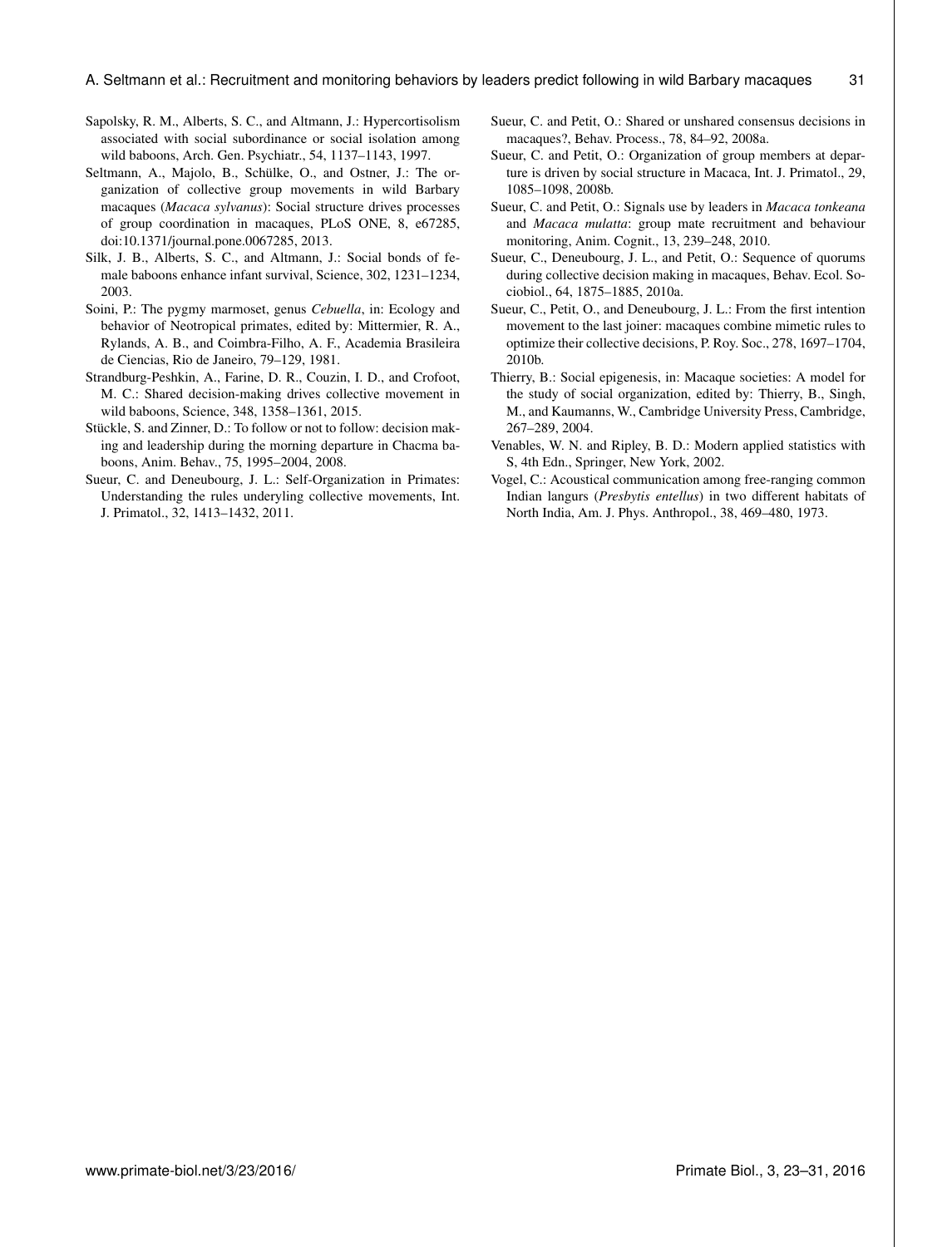Sapolsky, R. M., Alberts, S. C., and Altmann, J.: Hypercortisolism associated with social subordinance or social isolation among wild baboons, Arch. Gen. Psychiatr., 54, 1137–1143, 1997.

Seltmann, A., Majolo, B., Schülke, O., and Ostner, J.: The organization of collective group movements in wild Barbary macaques (*Macaca sylvanus*): Social structure drives processes of group coordination in macaques, PLoS ONE, 8, e67285, doi:10.1371/journal.pone.0067285, 2013.

Silk, J. B., Alberts, S. C., and Altmann, J.: Social bonds of female baboons enhance infant survival, Science, 302, 1231–1234, 2003.

Soini, P.: The pygmy marmoset, genus *Cebuella*, in: Ecology and behavior of Neotropical primates, edited by: Mittermier, R. A., Rylands, A. B., and Coimbra-Filho, A. F., Academia Brasileira de Ciencias, Rio de Janeiro, 79–129, 1981.

Strandburg-Peshkin, A., Farine, D. R., Couzin, I. D., and Crofoot, M. C.: Shared decision-making drives collective movement in wild baboons, Science, 348, 1358–1361, 2015.

Stückle, S. and Zinner, D.: To follow or not to follow: decision making and leadership during the morning departure in Chacma baboons, Anim. Behav., 75, 1995–2004, 2008.

Sueur, C. and Deneubourg, J. L.: Self-Organization in Primates: Understanding the rules underyling collective movements, Int. J. Primatol., 32, 1413–1432, 2011.

Sueur, C. and Petit, O.: Shared or unshared consensus decisions in macaques?, Behav. Process., 78, 84–92, 2008a.

Sueur, C. and Petit, O.: Organization of group members at departure is driven by social structure in Macaca, Int. J. Primatol., 29, 1085–1098, 2008b.

Sueur, C. and Petit, O.: Signals use by leaders in *Macaca tonkeana* and *Macaca mulatta*: group mate recruitment and behaviour monitoring, Anim. Cognit., 13, 239–248, 2010.

Sueur, C., Deneubourg, J. L., and Petit, O.: Sequence of quorums during collective decision making in macaques, Behav. Ecol. Sociobiol., 64, 1875–1885, 2010a.

Sueur, C., Petit, O., and Deneubourg, J. L.: From the first intention movement to the last joiner: macaques combine mimetic rules to optimize their collective decisions, P. Roy. Soc., 278, 1697–1704, 2010b.

Thierry, B.: Social epigenesis, in: Macaque societies: A model for the study of social organization, edited by: Thierry, B., Singh, M., and Kaumanns, W., Cambridge University Press, Cambridge, 267–289, 2004.

Venables, W. N. and Ripley, B. D.: Modern applied statistics with S, 4th Edn., Springer, New York, 2002.

Vogel, C.: Acoustical communication among free-ranging common Indian langurs (*Presbytis entellus*) in two different habitats of North India, Am. J. Phys. Anthropol., 38, 469–480, 1973.